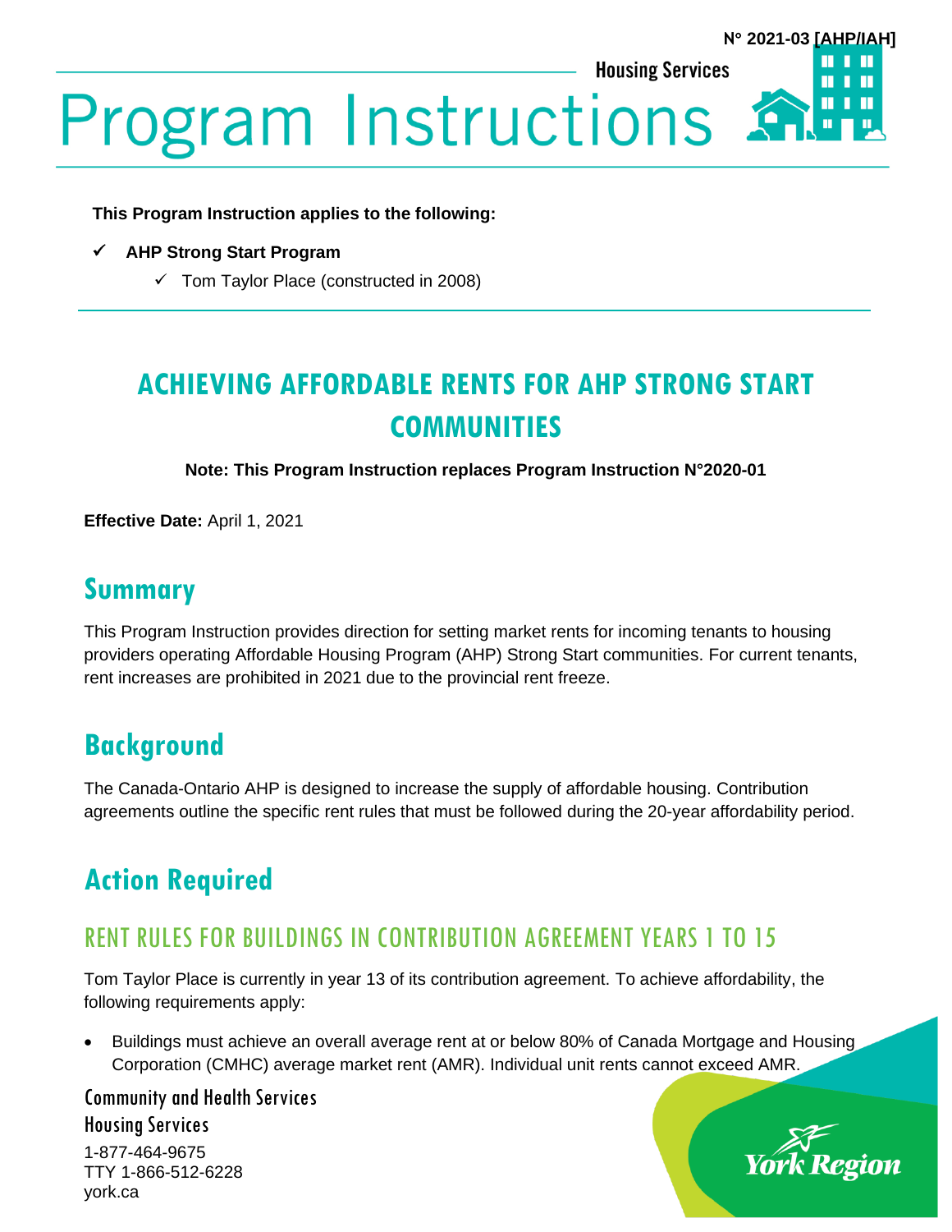N° 2021-03 [AHP/IAH]

Housing Services

# Program Instructions

**This Program Instruction applies to the following:**

- ✓ **AHP Strong Start Program**
  - ✓ Tom Taylor Place (constructed in 2008)

## ACHIEVING AFFORDABLE RENTS FOR AHP STRONG START COMMUNITIES

**Note: This Program Instruction replaces Program Instruction N°2020-01**

**Effective Date:** April 1, 2021

## Summary

This Program Instruction provides direction for setting market rents for incoming tenants to housing providers operating Affordable Housing Program (AHP) Strong Start communities. For current tenants, rent increases are prohibited in 2021 due to the provincial rent freeze.

## Background

The Canada-Ontario AHP is designed to increase the supply of affordable housing. Contribution agreements outline the specific rent rules that must be followed during the 20-year affordability period.

## Action Required

### RENT RULES FOR BUILDINGS IN CONTRIBUTION AGREEMENT YEARS 1 TO 15

Tom Taylor Place is currently in year 13 of its contribution agreement. To achieve affordability, the following requirements apply:

- Buildings must achieve an overall average rent at or below 80% of Canada Mortgage and Housing Corporation (CMHC) average market rent (AMR). Individual unit rents cannot exceed AMR.

Community and Health Services
Housing Services
1-877-464-9675
TTY 1-866-512-6228
york.ca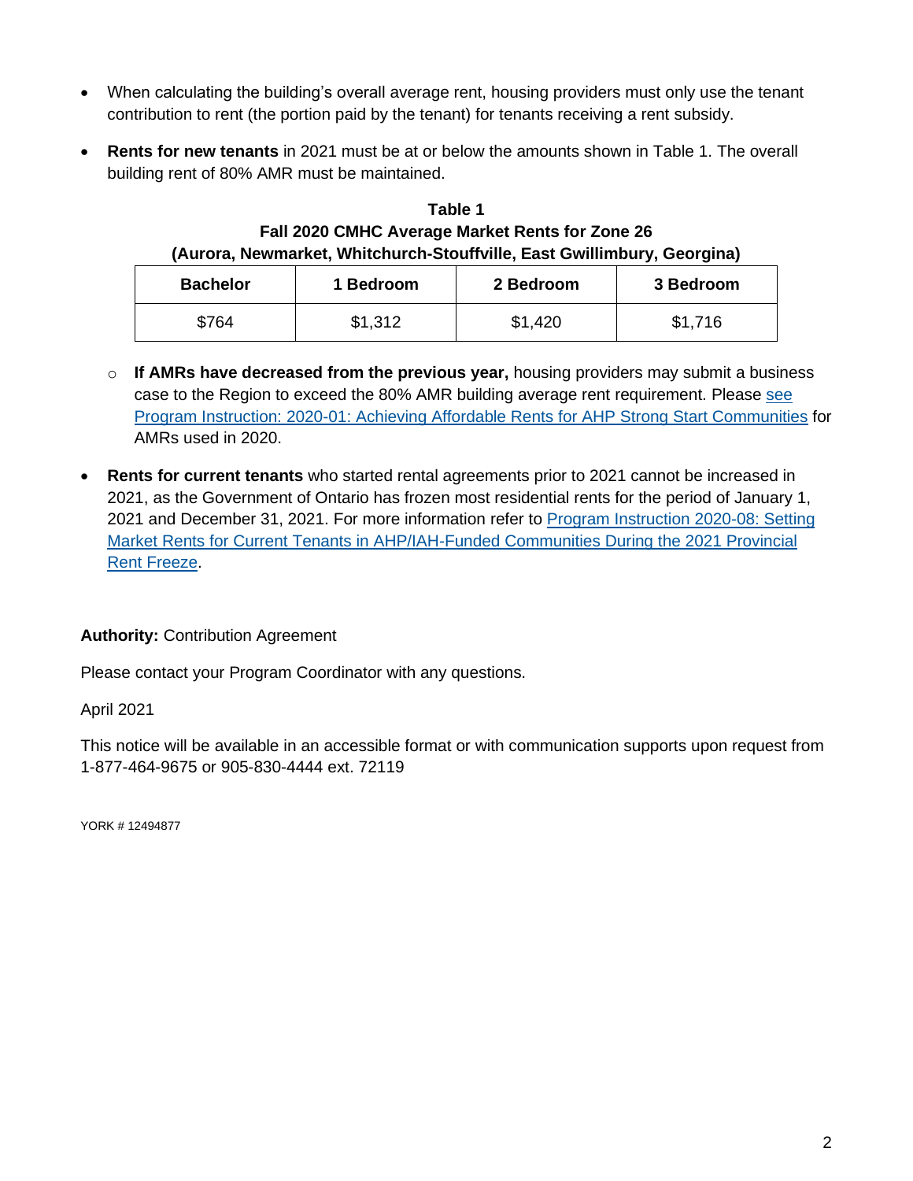- When calculating the building's overall average rent, housing providers must only use the tenant contribution to rent (the portion paid by the tenant) for tenants receiving a rent subsidy.
- **Rents for new tenants** in 2021 must be at or below the amounts shown in Table 1. The overall building rent of 80% AMR must be maintained.

**Table 1**
**Fall 2020 CMHC Average Market Rents for Zone 26**
**(Aurora, Newmarket, Whitchurch-Stouffville, East Gwillimbury, Georgina)**

| Bachelor | 1 Bedroom | 2 Bedroom | 3 Bedroom |
|---|---|---|---|
| $764 | $1,312 | $1,420 | $1,716 |

  - **If AMRs have decreased from the previous year,** housing providers may submit a business case to the Region to exceed the 80% AMR building average rent requirement. Please see Program Instruction: 2020-01: Achieving Affordable Rents for AHP Strong Start Communities for AMRs used in 2020.

- **Rents for current tenants** who started rental agreements prior to 2021 cannot be increased in 2021, as the Government of Ontario has frozen most residential rents for the period of January 1, 2021 and December 31, 2021. For more information refer to Program Instruction 2020-08: Setting Market Rents for Current Tenants in AHP/IAH-Funded Communities During the 2021 Provincial Rent Freeze.

**Authority:** Contribution Agreement

Please contact your Program Coordinator with any questions.

April 2021

This notice will be available in an accessible format or with communication supports upon request from 1-877-464-9675 or 905-830-4444 ext. 72119

YORK # 12494877